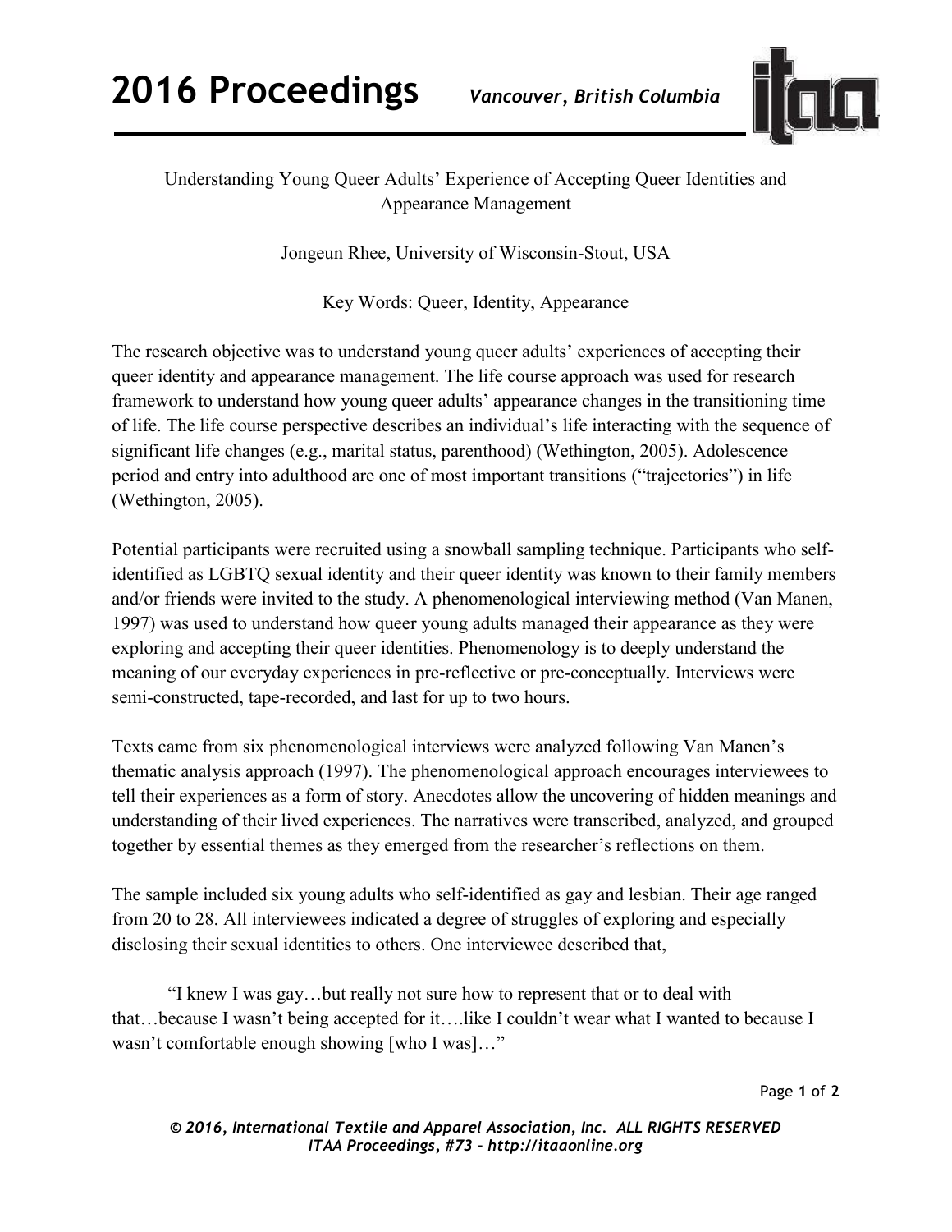# Understanding Young Queer Adults' Experience of Accepting Queer Identities and Appearance Management

Jongeun Rhee, University of Wisconsin-Stout, USA

Key Words: Queer, Identity, Appearance

The research objective was to understand young queer adults' experiences of accepting their queer identity and appearance management. The life course approach was used for research framework to understand how young queer adults' appearance changes in the transitioning time of life. The life course perspective describes an individual's life interacting with the sequence of significant life changes (e.g., marital status, parenthood) (Wethington, 2005). Adolescence period and entry into adulthood are one of most important transitions ("trajectories") in life (Wethington, 2005).

Potential participants were recruited using a snowball sampling technique. Participants who self-identified as LGBTQ sexual identity and their queer identity was known to their family members and/or friends were invited to the study. A phenomenological interviewing method (Van Manen, 1997) was used to understand how queer young adults managed their appearance as they were exploring and accepting their queer identities. Phenomenology is to deeply understand the meaning of our everyday experiences in pre-reflective or pre-conceptually. Interviews were semi-constructed, tape-recorded, and last for up to two hours.

Texts came from six phenomenological interviews were analyzed following Van Manen's thematic analysis approach (1997). The phenomenological approach encourages interviewees to tell their experiences as a form of story. Anecdotes allow the uncovering of hidden meanings and understanding of their lived experiences. The narratives were transcribed, analyzed, and grouped together by essential themes as they emerged from the researcher's reflections on them.

The sample included six young adults who self-identified as gay and lesbian. Their age ranged from 20 to 28. All interviewees indicated a degree of struggles of exploring and especially disclosing their sexual identities to others. One interviewee described that,

> "I knew I was gay…but really not sure how to represent that or to deal with that…because I wasn't being accepted for it….like I couldn't wear what I wanted to because I wasn't comfortable enough showing [who I was]…"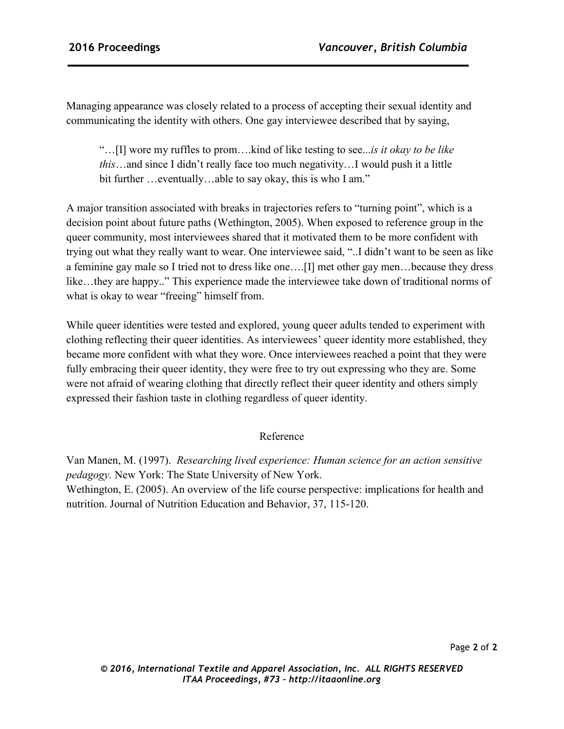Managing appearance was closely related to a process of accepting their sexual identity and communicating the identity with others. One gay interviewee described that by saying,

> "…[I] wore my ruffles to prom….kind of like testing to see...*is it okay to be like this*…and since I didn't really face too much negativity…I would push it a little bit further …eventually…able to say okay, this is who I am."

A major transition associated with breaks in trajectories refers to "turning point", which is a decision point about future paths (Wethington, 2005). When exposed to reference group in the queer community, most interviewees shared that it motivated them to be more confident with trying out what they really want to wear. One interviewee said, "..I didn't want to be seen as like a feminine gay male so I tried not to dress like one….[I] met other gay men…because they dress like…they are happy.." This experience made the interviewee take down of traditional norms of what is okay to wear "freeing" himself from.

While queer identities were tested and explored, young queer adults tended to experiment with clothing reflecting their queer identities. As interviewees' queer identity more established, they became more confident with what they wore. Once interviewees reached a point that they were fully embracing their queer identity, they were free to try out expressing who they are. Some were not afraid of wearing clothing that directly reflect their queer identity and others simply expressed their fashion taste in clothing regardless of queer identity.

## Reference

Van Manen, M. (1997). *Researching lived experience: Human science for an action sensitive pedagogy.* New York: The State University of New York.

Wethington, E. (2005). An overview of the life course perspective: implications for health and nutrition. Journal of Nutrition Education and Behavior, 37, 115-120.